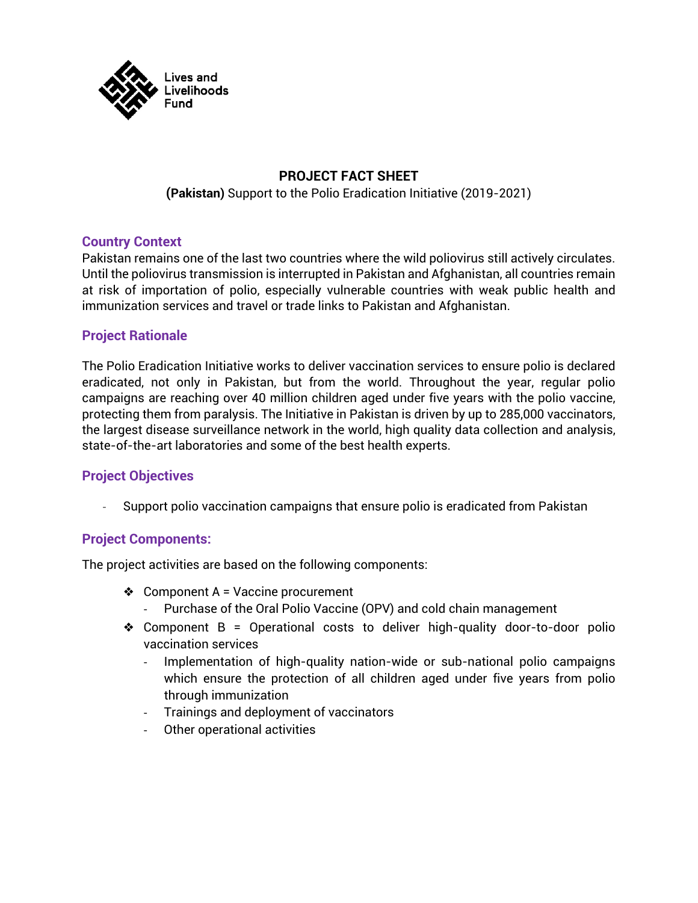Lives and Livelihoods Fund

# PROJECT FACT SHEET

**(Pakistan)** Support to the Polio Eradication Initiative (2019-2021)

## Country Context

Pakistan remains one of the last two countries where the wild poliovirus still actively circulates. Until the poliovirus transmission is interrupted in Pakistan and Afghanistan, all countries remain at risk of importation of polio, especially vulnerable countries with weak public health and immunization services and travel or trade links to Pakistan and Afghanistan.

## Project Rationale

The Polio Eradication Initiative works to deliver vaccination services to ensure polio is declared eradicated, not only in Pakistan, but from the world. Throughout the year, regular polio campaigns are reaching over 40 million children aged under five years with the polio vaccine, protecting them from paralysis. The Initiative in Pakistan is driven by up to 285,000 vaccinators, the largest disease surveillance network in the world, high quality data collection and analysis, state-of-the-art laboratories and some of the best health experts.

## Project Objectives

- Support polio vaccination campaigns that ensure polio is eradicated from Pakistan

## Project Components:

The project activities are based on the following components:

- Component A = Vaccine procurement
  - Purchase of the Oral Polio Vaccine (OPV) and cold chain management
- Component B = Operational costs to deliver high-quality door-to-door polio vaccination services
  - Implementation of high-quality nation-wide or sub-national polio campaigns which ensure the protection of all children aged under five years from polio through immunization
  - Trainings and deployment of vaccinators
  - Other operational activities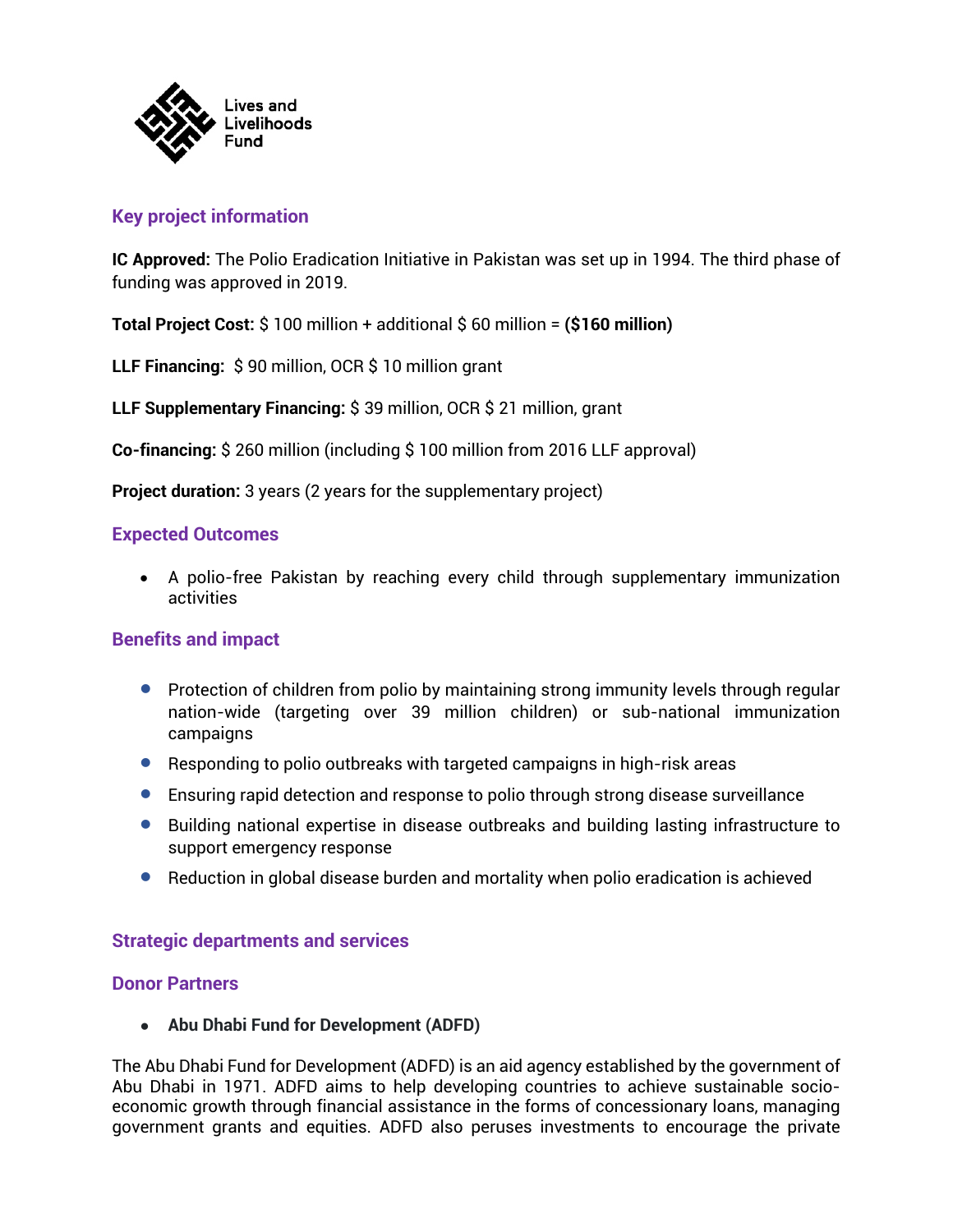Lives and Livelihoods Fund

## Key project information

**IC Approved:** The Polio Eradication Initiative in Pakistan was set up in 1994. The third phase of funding was approved in 2019.

**Total Project Cost:** $ 100 million + additional $ 60 million = **($160 million)**

**LLF Financing:** $ 90 million, OCR $ 10 million grant

**LLF Supplementary Financing:** $ 39 million, OCR $ 21 million, grant

**Co-financing:** $ 260 million (including $ 100 million from 2016 LLF approval)

**Project duration:** 3 years (2 years for the supplementary project)

## Expected Outcomes

- A polio-free Pakistan by reaching every child through supplementary immunization activities

## Benefits and impact

- Protection of children from polio by maintaining strong immunity levels through regular nation-wide (targeting over 39 million children) or sub-national immunization campaigns
- Responding to polio outbreaks with targeted campaigns in high-risk areas
- Ensuring rapid detection and response to polio through strong disease surveillance
- Building national expertise in disease outbreaks and building lasting infrastructure to support emergency response
- Reduction in global disease burden and mortality when polio eradication is achieved

## Strategic departments and services

## Donor Partners

- **Abu Dhabi Fund for Development (ADFD)**

The Abu Dhabi Fund for Development (ADFD) is an aid agency established by the government of Abu Dhabi in 1971. ADFD aims to help developing countries to achieve sustainable socio-economic growth through financial assistance in the forms of concessionary loans, managing government grants and equities. ADFD also peruses investments to encourage the private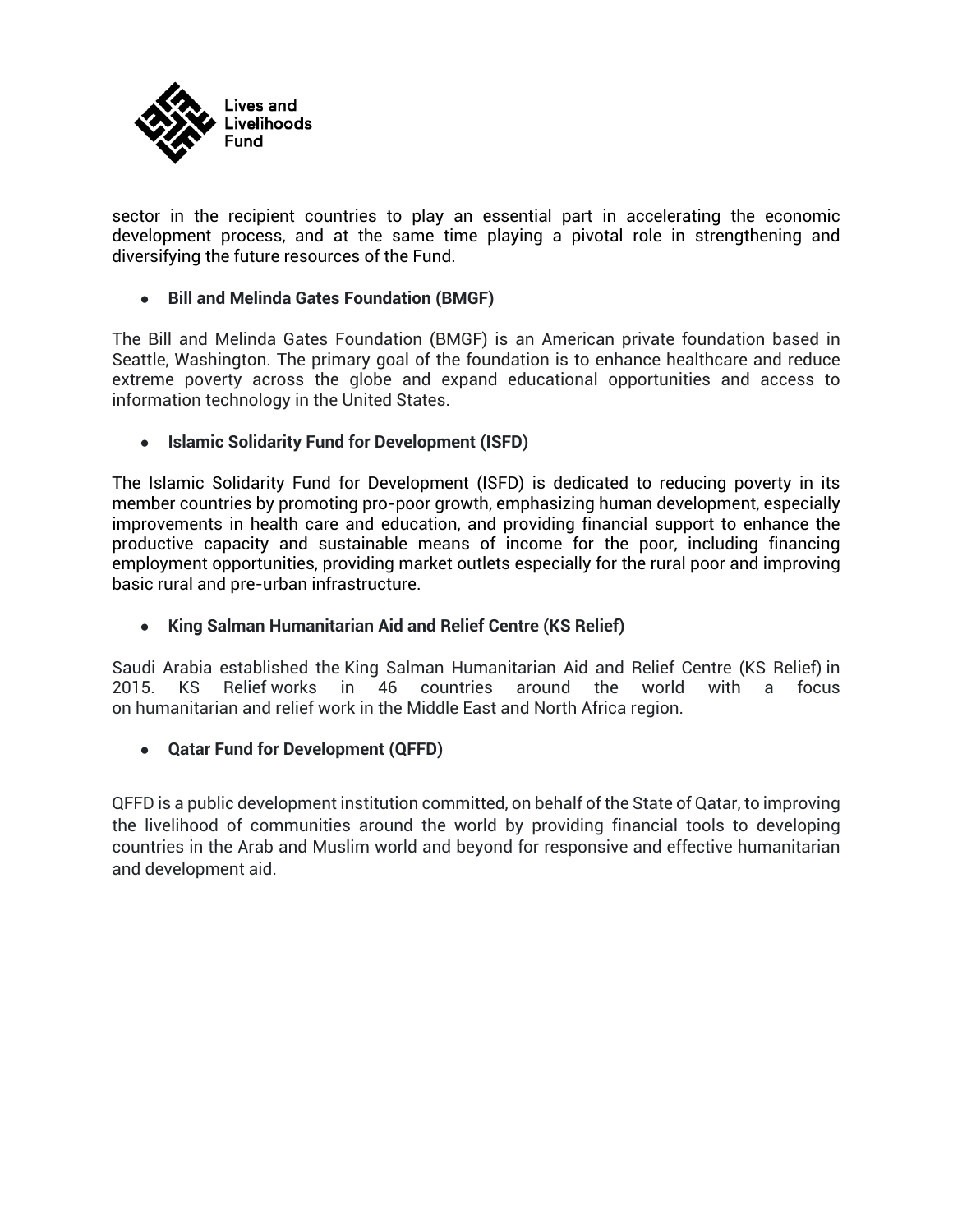sector in the recipient countries to play an essential part in accelerating the economic development process, and at the same time playing a pivotal role in strengthening and diversifying the future resources of the Fund.

- **Bill and Melinda Gates Foundation (BMGF)**

The Bill and Melinda Gates Foundation (BMGF) is an American private foundation based in Seattle, Washington. The primary goal of the foundation is to enhance healthcare and reduce extreme poverty across the globe and expand educational opportunities and access to information technology in the United States.

- **Islamic Solidarity Fund for Development (ISFD)**

The Islamic Solidarity Fund for Development (ISFD) is dedicated to reducing poverty in its member countries by promoting pro-poor growth, emphasizing human development, especially improvements in health care and education, and providing financial support to enhance the productive capacity and sustainable means of income for the poor, including financing employment opportunities, providing market outlets especially for the rural poor and improving basic rural and pre-urban infrastructure.

- **King Salman Humanitarian Aid and Relief Centre (KS Relief)**

Saudi Arabia established the King Salman Humanitarian Aid and Relief Centre (KS Relief) in 2015. KS Relief works in 46 countries around the world with a focus on humanitarian and relief work in the Middle East and North Africa region.

- **Qatar Fund for Development (QFFD)**

QFFD is a public development institution committed, on behalf of the State of Qatar, to improving the livelihood of communities around the world by providing financial tools to developing countries in the Arab and Muslim world and beyond for responsive and effective humanitarian and development aid.